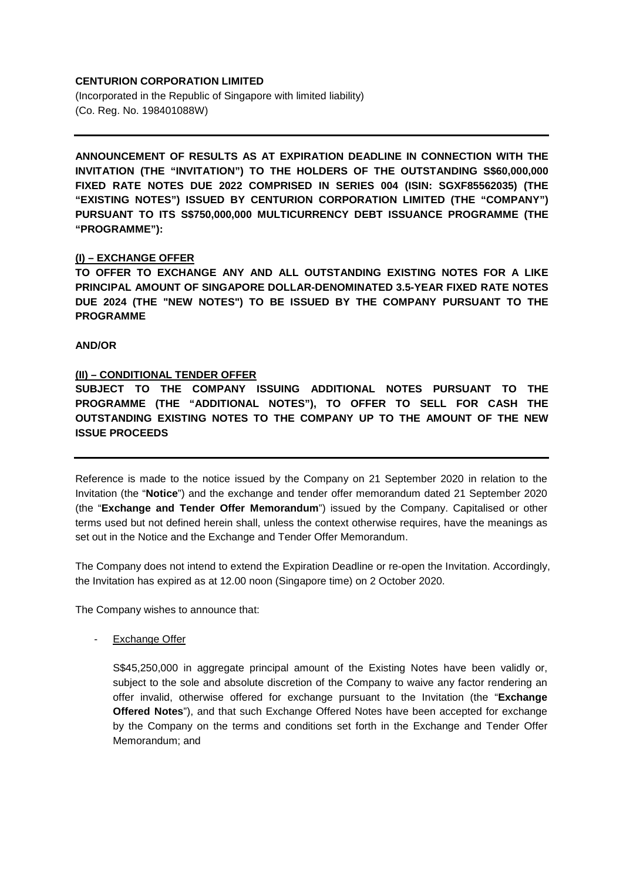**CENTURION CORPORATION LIMITED**

(Incorporated in the Republic of Singapore with limited liability)
(Co. Reg. No. 198401088W)

---

**ANNOUNCEMENT OF RESULTS AS AT EXPIRATION DEADLINE IN CONNECTION WITH THE INVITATION (THE "INVITATION") TO THE HOLDERS OF THE OUTSTANDING S$60,000,000 FIXED RATE NOTES DUE 2022 COMPRISED IN SERIES 004 (ISIN: SGXF85562035) (THE "EXISTING NOTES") ISSUED BY CENTURION CORPORATION LIMITED (THE "COMPANY") PURSUANT TO ITS S$750,000,000 MULTICURRENCY DEBT ISSUANCE PROGRAMME (THE "PROGRAMME"):**

**(I) – EXCHANGE OFFER**

**TO OFFER TO EXCHANGE ANY AND ALL OUTSTANDING EXISTING NOTES FOR A LIKE PRINCIPAL AMOUNT OF SINGAPORE DOLLAR-DENOMINATED 3.5-YEAR FIXED RATE NOTES DUE 2024 (THE "NEW NOTES") TO BE ISSUED BY THE COMPANY PURSUANT TO THE PROGRAMME**

**AND/OR**

**(II) – CONDITIONAL TENDER OFFER**

**SUBJECT TO THE COMPANY ISSUING ADDITIONAL NOTES PURSUANT TO THE PROGRAMME (THE "ADDITIONAL NOTES"), TO OFFER TO SELL FOR CASH THE OUTSTANDING EXISTING NOTES TO THE COMPANY UP TO THE AMOUNT OF THE NEW ISSUE PROCEEDS**

---

Reference is made to the notice issued by the Company on 21 September 2020 in relation to the Invitation (the "**Notice**") and the exchange and tender offer memorandum dated 21 September 2020 (the "**Exchange and Tender Offer Memorandum**") issued by the Company. Capitalised or other terms used but not defined herein shall, unless the context otherwise requires, have the meanings as set out in the Notice and the Exchange and Tender Offer Memorandum.

The Company does not intend to extend the Expiration Deadline or re-open the Invitation. Accordingly, the Invitation has expired as at 12.00 noon (Singapore time) on 2 October 2020.

The Company wishes to announce that:

- Exchange Offer

  S$45,250,000 in aggregate principal amount of the Existing Notes have been validly or, subject to the sole and absolute discretion of the Company to waive any factor rendering an offer invalid, otherwise offered for exchange pursuant to the Invitation (the "**Exchange Offered Notes**"), and that such Exchange Offered Notes have been accepted for exchange by the Company on the terms and conditions set forth in the Exchange and Tender Offer Memorandum; and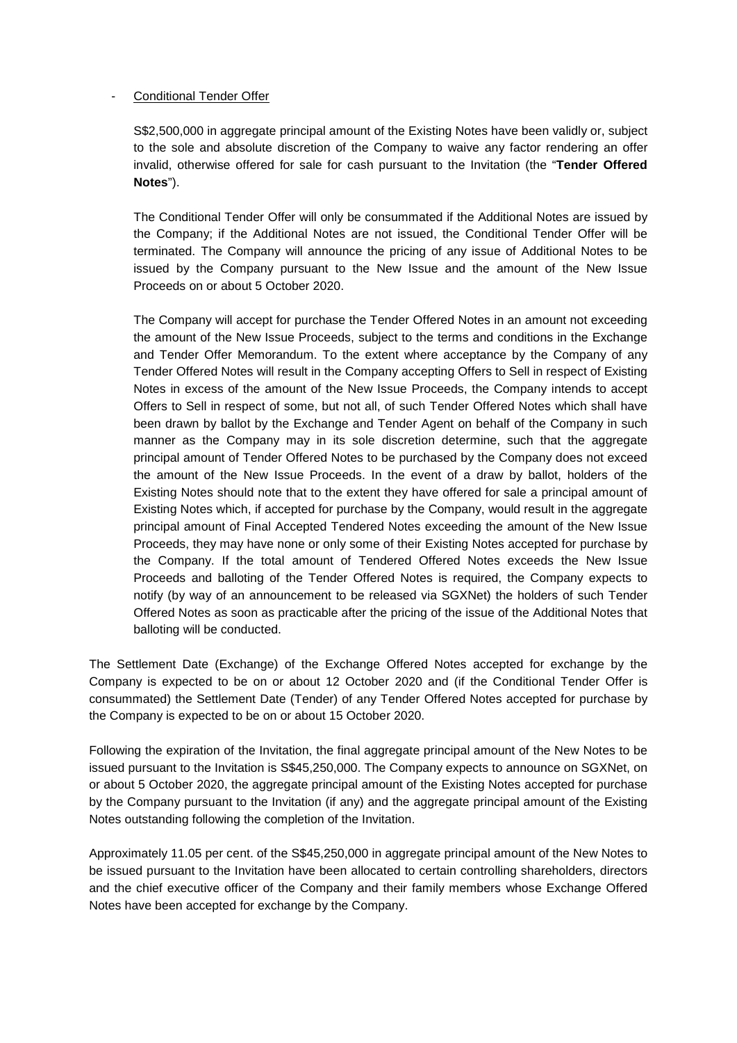- <u>Conditional Tender Offer</u>

  S$2,500,000 in aggregate principal amount of the Existing Notes have been validly or, subject to the sole and absolute discretion of the Company to waive any factor rendering an offer invalid, otherwise offered for sale for cash pursuant to the Invitation (the "**Tender Offered Notes**").

  The Conditional Tender Offer will only be consummated if the Additional Notes are issued by the Company; if the Additional Notes are not issued, the Conditional Tender Offer will be terminated. The Company will announce the pricing of any issue of Additional Notes to be issued by the Company pursuant to the New Issue and the amount of the New Issue Proceeds on or about 5 October 2020.

  The Company will accept for purchase the Tender Offered Notes in an amount not exceeding the amount of the New Issue Proceeds, subject to the terms and conditions in the Exchange and Tender Offer Memorandum. To the extent where acceptance by the Company of any Tender Offered Notes will result in the Company accepting Offers to Sell in respect of Existing Notes in excess of the amount of the New Issue Proceeds, the Company intends to accept Offers to Sell in respect of some, but not all, of such Tender Offered Notes which shall have been drawn by ballot by the Exchange and Tender Agent on behalf of the Company in such manner as the Company may in its sole discretion determine, such that the aggregate principal amount of Tender Offered Notes to be purchased by the Company does not exceed the amount of the New Issue Proceeds. In the event of a draw by ballot, holders of the Existing Notes should note that to the extent they have offered for sale a principal amount of Existing Notes which, if accepted for purchase by the Company, would result in the aggregate principal amount of Final Accepted Tendered Notes exceeding the amount of the New Issue Proceeds, they may have none or only some of their Existing Notes accepted for purchase by the Company. If the total amount of Tendered Offered Notes exceeds the New Issue Proceeds and balloting of the Tender Offered Notes is required, the Company expects to notify (by way of an announcement to be released via SGXNet) the holders of such Tender Offered Notes as soon as practicable after the pricing of the issue of the Additional Notes that balloting will be conducted.

The Settlement Date (Exchange) of the Exchange Offered Notes accepted for exchange by the Company is expected to be on or about 12 October 2020 and (if the Conditional Tender Offer is consummated) the Settlement Date (Tender) of any Tender Offered Notes accepted for purchase by the Company is expected to be on or about 15 October 2020.

Following the expiration of the Invitation, the final aggregate principal amount of the New Notes to be issued pursuant to the Invitation is S$45,250,000. The Company expects to announce on SGXNet, on or about 5 October 2020, the aggregate principal amount of the Existing Notes accepted for purchase by the Company pursuant to the Invitation (if any) and the aggregate principal amount of the Existing Notes outstanding following the completion of the Invitation.

Approximately 11.05 per cent. of the S$45,250,000 in aggregate principal amount of the New Notes to be issued pursuant to the Invitation have been allocated to certain controlling shareholders, directors and the chief executive officer of the Company and their family members whose Exchange Offered Notes have been accepted for exchange by the Company.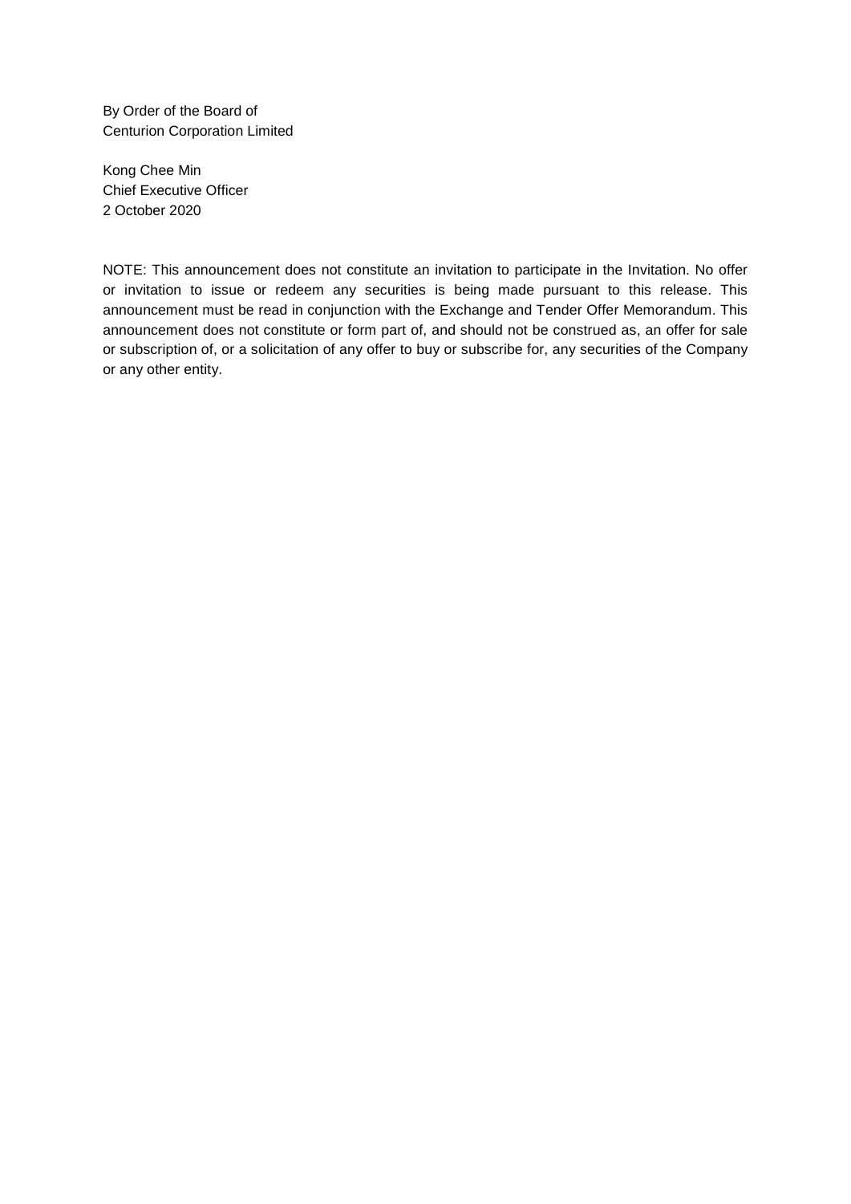By Order of the Board of
Centurion Corporation Limited

Kong Chee Min
Chief Executive Officer
2 October 2020

NOTE: This announcement does not constitute an invitation to participate in the Invitation. No offer or invitation to issue or redeem any securities is being made pursuant to this release. This announcement must be read in conjunction with the Exchange and Tender Offer Memorandum. This announcement does not constitute or form part of, and should not be construed as, an offer for sale or subscription of, or a solicitation of any offer to buy or subscribe for, any securities of the Company or any other entity.